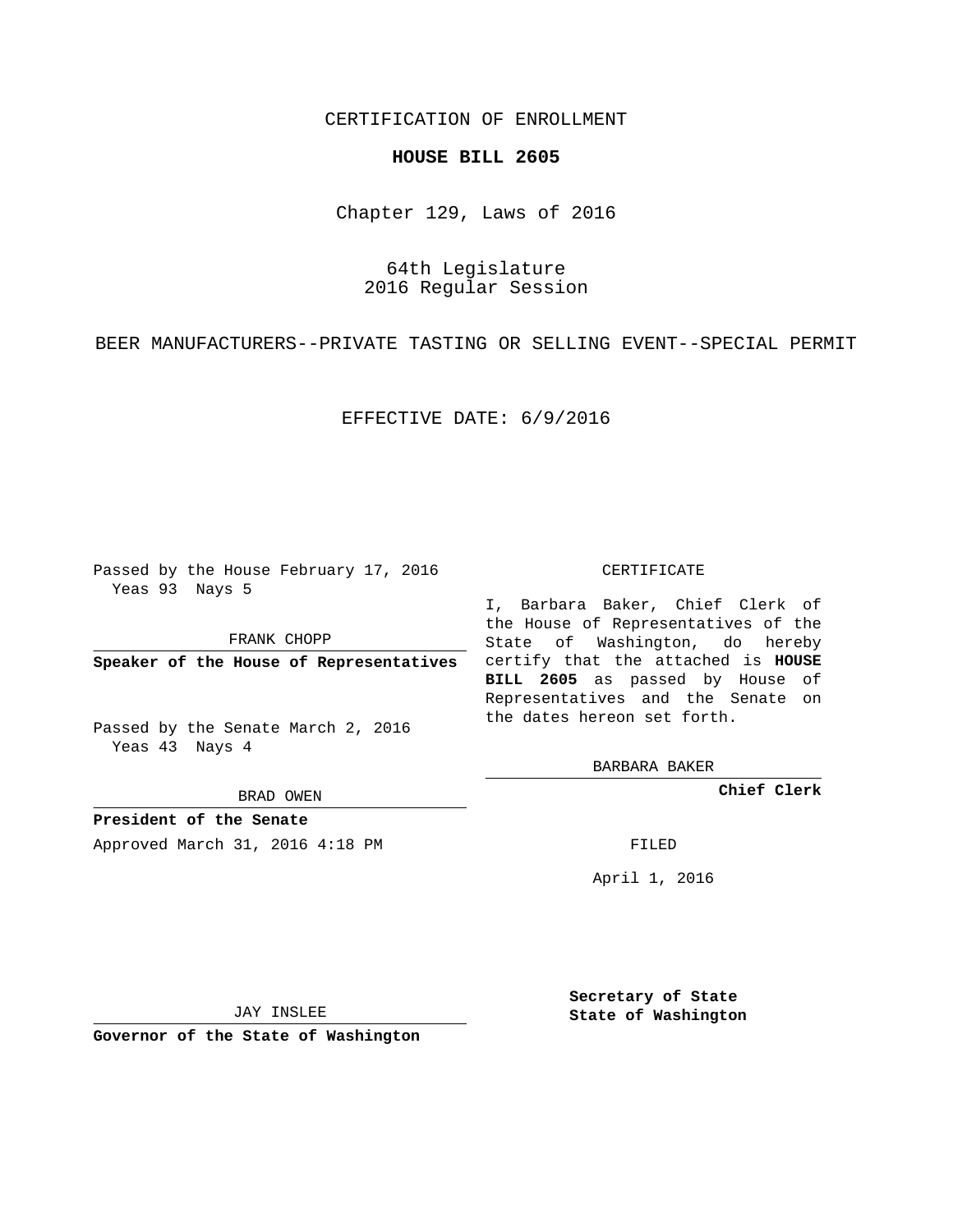CERTIFICATION OF ENROLLMENT

**HOUSE BILL 2605**

Chapter 129, Laws of 2016

64th Legislature
2016 Regular Session

BEER MANUFACTURERS--PRIVATE TASTING OR SELLING EVENT--SPECIAL PERMIT

EFFECTIVE DATE: 6/9/2016

Passed by the House February 17, 2016
Yeas 93 Nays 5

FRANK CHOPP

**Speaker of the House of Representatives**

Passed by the Senate March 2, 2016
Yeas 43 Nays 4

BRAD OWEN

**President of the Senate**

Approved March 31, 2016 4:18 PM

JAY INSLEE

**Governor of the State of Washington**

CERTIFICATE

I, Barbara Baker, Chief Clerk of the House of Representatives of the State of Washington, do hereby certify that the attached is **HOUSE BILL 2605** as passed by House of Representatives and the Senate on the dates hereon set forth.

BARBARA BAKER

**Chief Clerk**

FILED

April 1, 2016

**Secretary of State**
**State of Washington**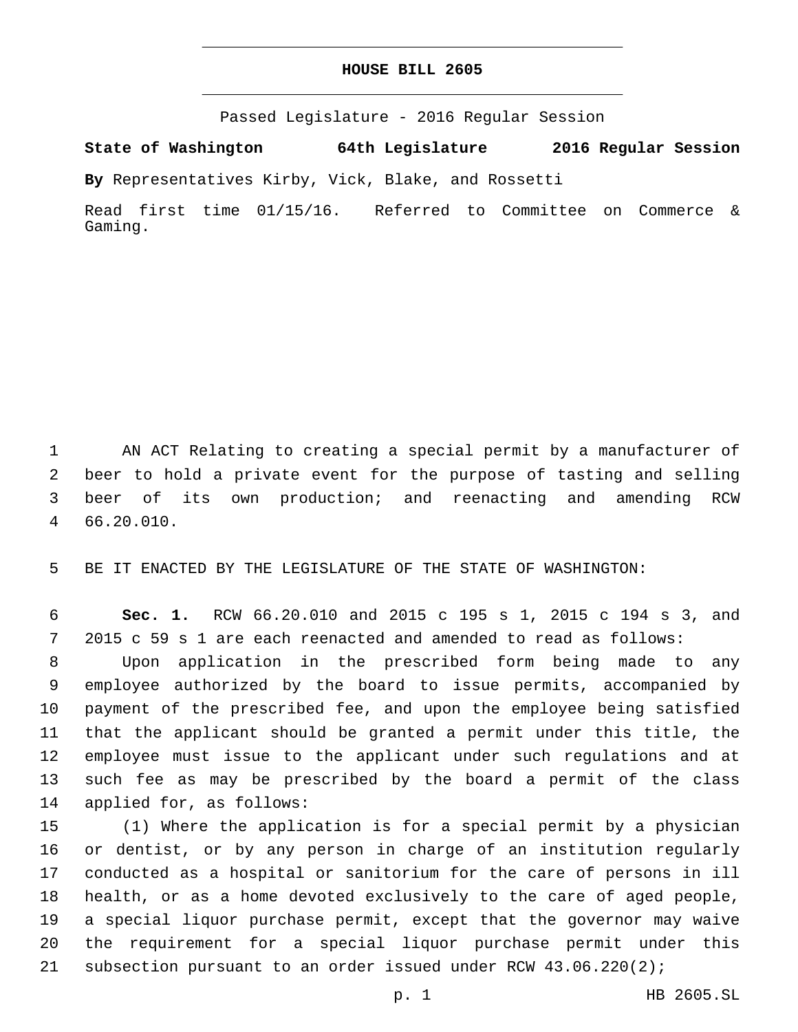# HOUSE BILL 2605

Passed Legislature - 2016 Regular Session

**State of Washington 64th Legislature 2016 Regular Session**

**By** Representatives Kirby, Vick, Blake, and Rossetti

Read first time 01/15/16. Referred to Committee on Commerce & Gaming.

AN ACT Relating to creating a special permit by a manufacturer of beer to hold a private event for the purpose of tasting and selling beer of its own production; and reenacting and amending RCW 66.20.010.

BE IT ENACTED BY THE LEGISLATURE OF THE STATE OF WASHINGTON:

**Sec. 1.** RCW 66.20.010 and 2015 c 195 s 1, 2015 c 194 s 3, and 2015 c 59 s 1 are each reenacted and amended to read as follows:

Upon application in the prescribed form being made to any employee authorized by the board to issue permits, accompanied by payment of the prescribed fee, and upon the employee being satisfied that the applicant should be granted a permit under this title, the employee must issue to the applicant under such regulations and at such fee as may be prescribed by the board a permit of the class applied for, as follows:

(1) Where the application is for a special permit by a physician or dentist, or by any person in charge of an institution regularly conducted as a hospital or sanitorium for the care of persons in ill health, or as a home devoted exclusively to the care of aged people, a special liquor purchase permit, except that the governor may waive the requirement for a special liquor purchase permit under this subsection pursuant to an order issued under RCW 43.06.220(2);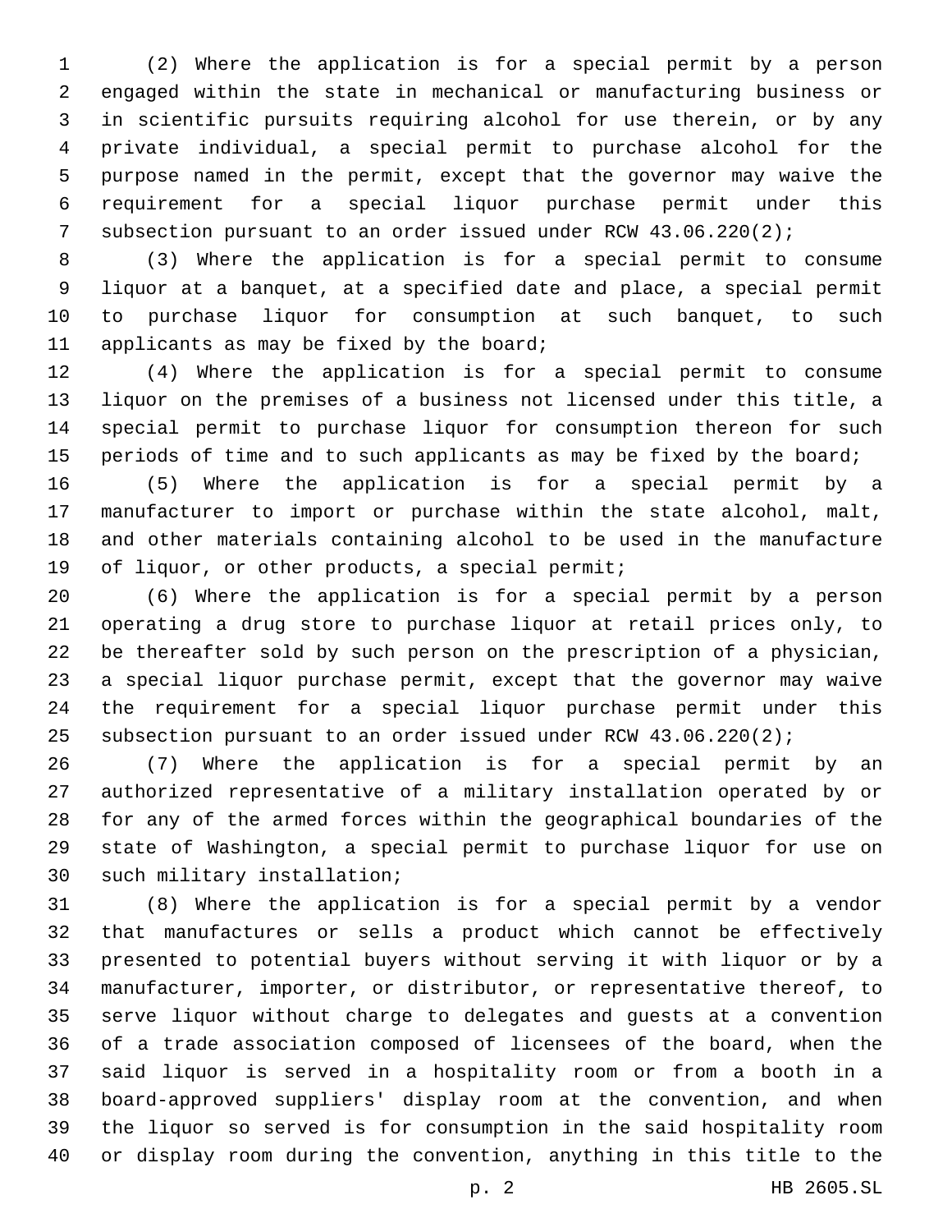(2) Where the application is for a special permit by a person engaged within the state in mechanical or manufacturing business or in scientific pursuits requiring alcohol for use therein, or by any private individual, a special permit to purchase alcohol for the purpose named in the permit, except that the governor may waive the requirement for a special liquor purchase permit under this subsection pursuant to an order issued under RCW 43.06.220(2);

(3) Where the application is for a special permit to consume liquor at a banquet, at a specified date and place, a special permit to purchase liquor for consumption at such banquet, to such applicants as may be fixed by the board;

(4) Where the application is for a special permit to consume liquor on the premises of a business not licensed under this title, a special permit to purchase liquor for consumption thereon for such periods of time and to such applicants as may be fixed by the board;

(5) Where the application is for a special permit by a manufacturer to import or purchase within the state alcohol, malt, and other materials containing alcohol to be used in the manufacture of liquor, or other products, a special permit;

(6) Where the application is for a special permit by a person operating a drug store to purchase liquor at retail prices only, to be thereafter sold by such person on the prescription of a physician, a special liquor purchase permit, except that the governor may waive the requirement for a special liquor purchase permit under this subsection pursuant to an order issued under RCW 43.06.220(2);

(7) Where the application is for a special permit by an authorized representative of a military installation operated by or for any of the armed forces within the geographical boundaries of the state of Washington, a special permit to purchase liquor for use on such military installation;

(8) Where the application is for a special permit by a vendor that manufactures or sells a product which cannot be effectively presented to potential buyers without serving it with liquor or by a manufacturer, importer, or distributor, or representative thereof, to serve liquor without charge to delegates and guests at a convention of a trade association composed of licensees of the board, when the said liquor is served in a hospitality room or from a booth in a board-approved suppliers' display room at the convention, and when the liquor so served is for consumption in the said hospitality room or display room during the convention, anything in this title to the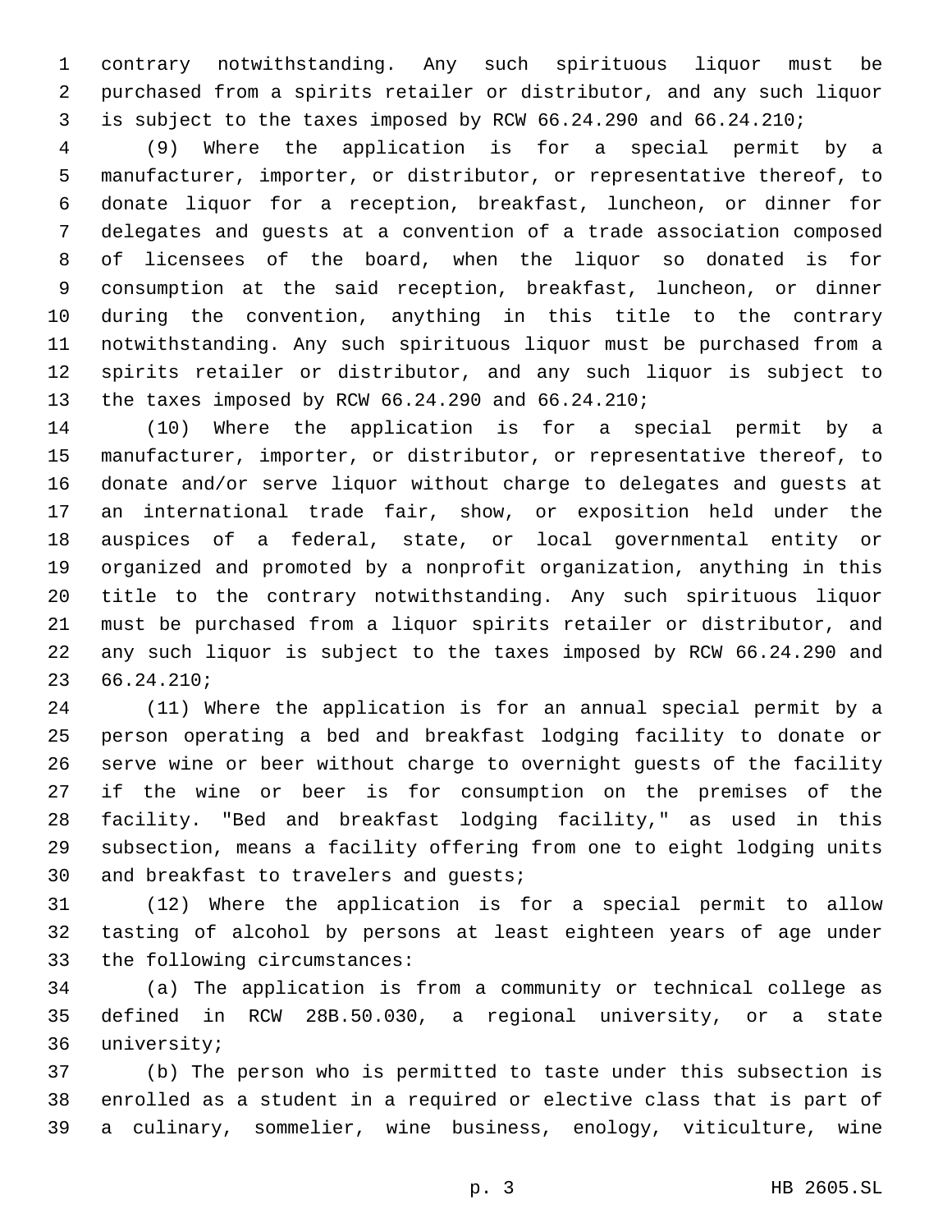contrary notwithstanding. Any such spirituous liquor must be purchased from a spirits retailer or distributor, and any such liquor is subject to the taxes imposed by RCW 66.24.290 and 66.24.210;

(9) Where the application is for a special permit by a manufacturer, importer, or distributor, or representative thereof, to donate liquor for a reception, breakfast, luncheon, or dinner for delegates and guests at a convention of a trade association composed of licensees of the board, when the liquor so donated is for consumption at the said reception, breakfast, luncheon, or dinner during the convention, anything in this title to the contrary notwithstanding. Any such spirituous liquor must be purchased from a spirits retailer or distributor, and any such liquor is subject to the taxes imposed by RCW 66.24.290 and 66.24.210;

(10) Where the application is for a special permit by a manufacturer, importer, or distributor, or representative thereof, to donate and/or serve liquor without charge to delegates and guests at an international trade fair, show, or exposition held under the auspices of a federal, state, or local governmental entity or organized and promoted by a nonprofit organization, anything in this title to the contrary notwithstanding. Any such spirituous liquor must be purchased from a liquor spirits retailer or distributor, and any such liquor is subject to the taxes imposed by RCW 66.24.290 and 66.24.210;

(11) Where the application is for an annual special permit by a person operating a bed and breakfast lodging facility to donate or serve wine or beer without charge to overnight guests of the facility if the wine or beer is for consumption on the premises of the facility. "Bed and breakfast lodging facility," as used in this subsection, means a facility offering from one to eight lodging units and breakfast to travelers and guests;

(12) Where the application is for a special permit to allow tasting of alcohol by persons at least eighteen years of age under the following circumstances:

(a) The application is from a community or technical college as defined in RCW 28B.50.030, a regional university, or a state university;

(b) The person who is permitted to taste under this subsection is enrolled as a student in a required or elective class that is part of a culinary, sommelier, wine business, enology, viticulture, wine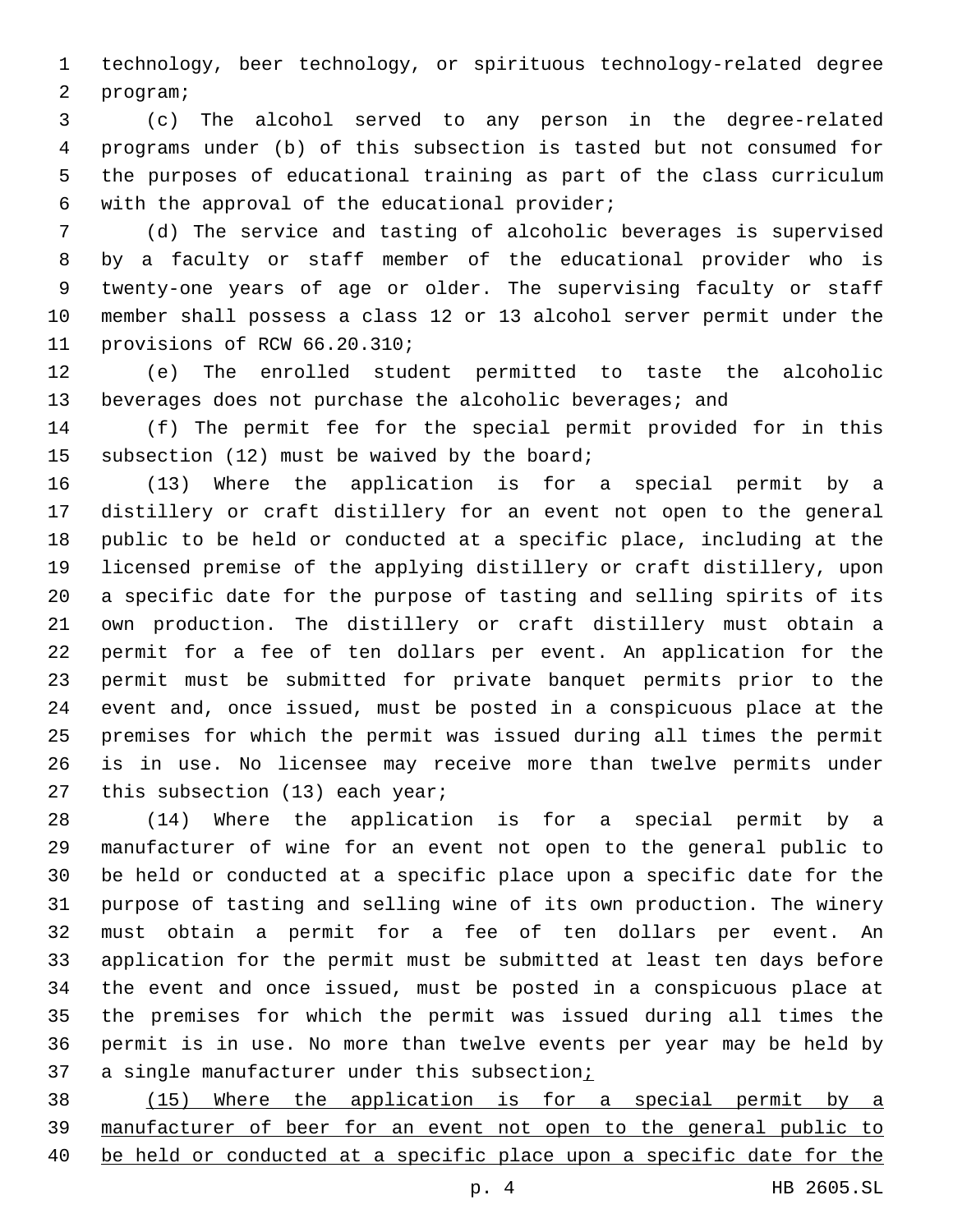technology, beer technology, or spirituous technology-related degree program;

(c) The alcohol served to any person in the degree-related programs under (b) of this subsection is tasted but not consumed for the purposes of educational training as part of the class curriculum with the approval of the educational provider;

(d) The service and tasting of alcoholic beverages is supervised by a faculty or staff member of the educational provider who is twenty-one years of age or older. The supervising faculty or staff member shall possess a class 12 or 13 alcohol server permit under the provisions of RCW 66.20.310;

(e) The enrolled student permitted to taste the alcoholic beverages does not purchase the alcoholic beverages; and

(f) The permit fee for the special permit provided for in this subsection (12) must be waived by the board;

(13) Where the application is for a special permit by a distillery or craft distillery for an event not open to the general public to be held or conducted at a specific place, including at the licensed premise of the applying distillery or craft distillery, upon a specific date for the purpose of tasting and selling spirits of its own production. The distillery or craft distillery must obtain a permit for a fee of ten dollars per event. An application for the permit must be submitted for private banquet permits prior to the event and, once issued, must be posted in a conspicuous place at the premises for which the permit was issued during all times the permit is in use. No licensee may receive more than twelve permits under this subsection (13) each year;

(14) Where the application is for a special permit by a manufacturer of wine for an event not open to the general public to be held or conducted at a specific place upon a specific date for the purpose of tasting and selling wine of its own production. The winery must obtain a permit for a fee of ten dollars per event. An application for the permit must be submitted at least ten days before the event and once issued, must be posted in a conspicuous place at the premises for which the permit was issued during all times the permit is in use. No more than twelve events per year may be held by a single manufacturer under this subsection<u>;</u>

<u>(15) Where the application is for a special permit by a manufacturer of beer for an event not open to the general public to be held or conducted at a specific place upon a specific date for the</u>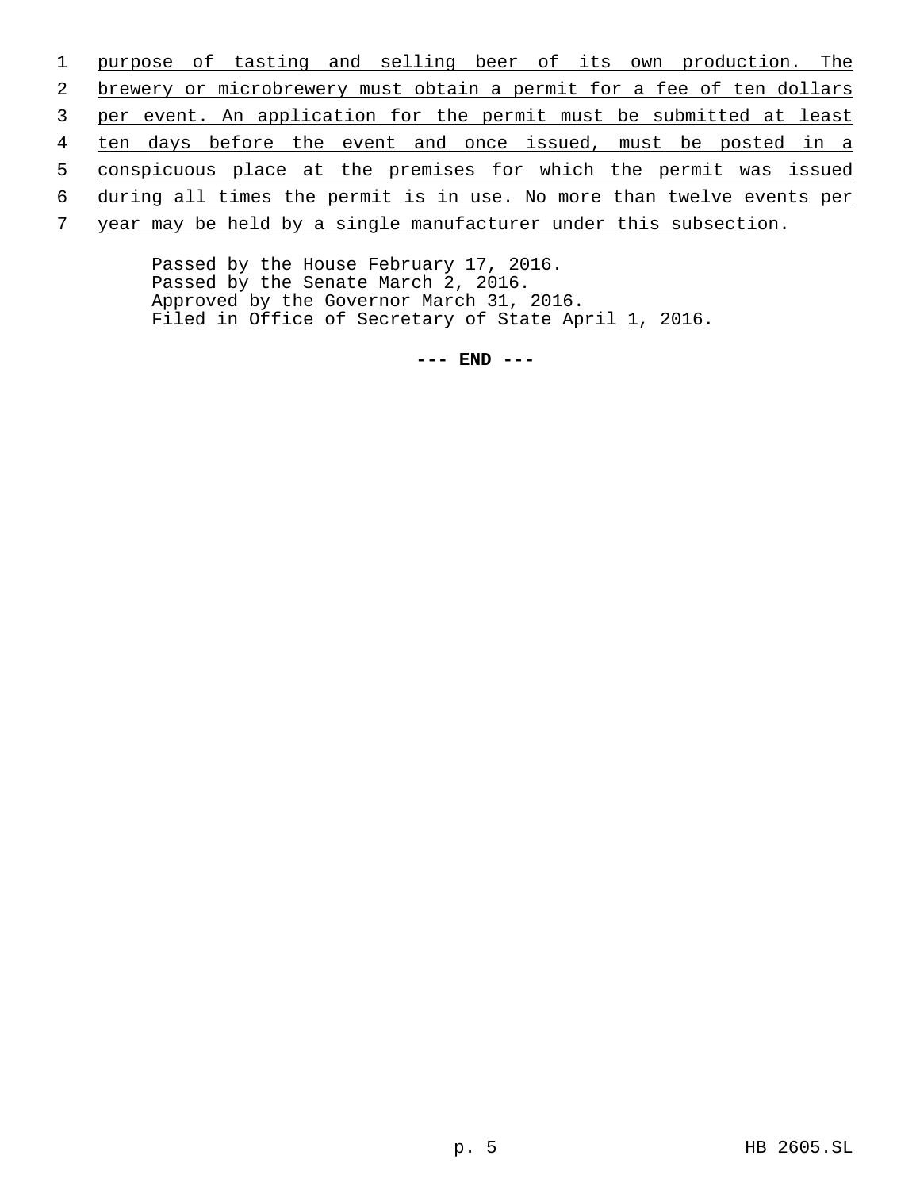purpose of tasting and selling beer of its own production. The brewery or microbrewery must obtain a permit for a fee of ten dollars per event. An application for the permit must be submitted at least ten days before the event and once issued, must be posted in a conspicuous place at the premises for which the permit was issued during all times the permit is in use. No more than twelve events per year may be held by a single manufacturer under this subsection.

Passed by the House February 17, 2016.
Passed by the Senate March 2, 2016.
Approved by the Governor March 31, 2016.
Filed in Office of Secretary of State April 1, 2016.

**--- END ---**